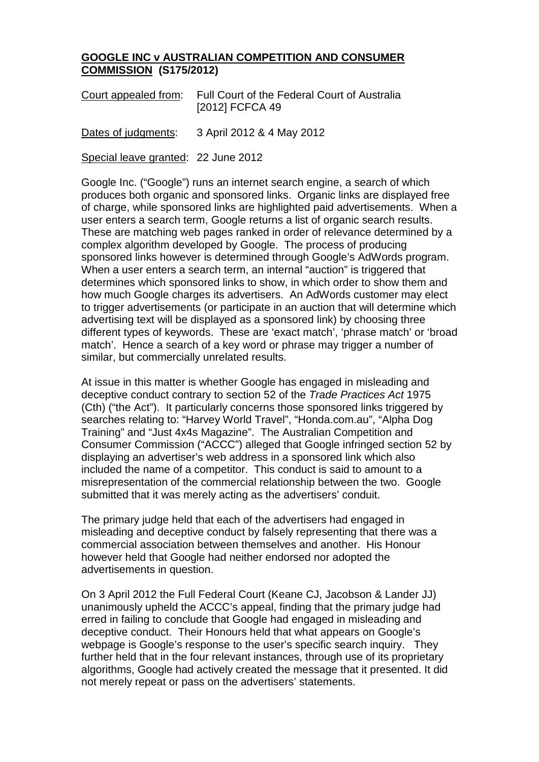**GOOGLE INC v AUSTRALIAN COMPETITION AND CONSUMER COMMISSION (S175/2012)**

Court appealed from: Full Court of the Federal Court of Australia [2012] FCFCA 49

Dates of judgments: 3 April 2012 & 4 May 2012

Special leave granted: 22 June 2012

Google Inc. ("Google") runs an internet search engine, a search of which produces both organic and sponsored links. Organic links are displayed free of charge, while sponsored links are highlighted paid advertisements. When a user enters a search term, Google returns a list of organic search results. These are matching web pages ranked in order of relevance determined by a complex algorithm developed by Google. The process of producing sponsored links however is determined through Google's AdWords program. When a user enters a search term, an internal "auction" is triggered that determines which sponsored links to show, in which order to show them and how much Google charges its advertisers. An AdWords customer may elect to trigger advertisements (or participate in an auction that will determine which advertising text will be displayed as a sponsored link) by choosing three different types of keywords. These are 'exact match', 'phrase match' or 'broad match'. Hence a search of a key word or phrase may trigger a number of similar, but commercially unrelated results.

At issue in this matter is whether Google has engaged in misleading and deceptive conduct contrary to section 52 of the *Trade Practices Act* 1975 (Cth) ("the Act"). It particularly concerns those sponsored links triggered by searches relating to: "Harvey World Travel", "Honda.com.au", "Alpha Dog Training" and "Just 4x4s Magazine". The Australian Competition and Consumer Commission ("ACCC") alleged that Google infringed section 52 by displaying an advertiser's web address in a sponsored link which also included the name of a competitor. This conduct is said to amount to a misrepresentation of the commercial relationship between the two. Google submitted that it was merely acting as the advertisers' conduit.

The primary judge held that each of the advertisers had engaged in misleading and deceptive conduct by falsely representing that there was a commercial association between themselves and another. His Honour however held that Google had neither endorsed nor adopted the advertisements in question.

On 3 April 2012 the Full Federal Court (Keane CJ, Jacobson & Lander JJ) unanimously upheld the ACCC's appeal, finding that the primary judge had erred in failing to conclude that Google had engaged in misleading and deceptive conduct. Their Honours held that what appears on Google's webpage is Google's response to the user's specific search inquiry. They further held that in the four relevant instances, through use of its proprietary algorithms, Google had actively created the message that it presented. It did not merely repeat or pass on the advertisers' statements.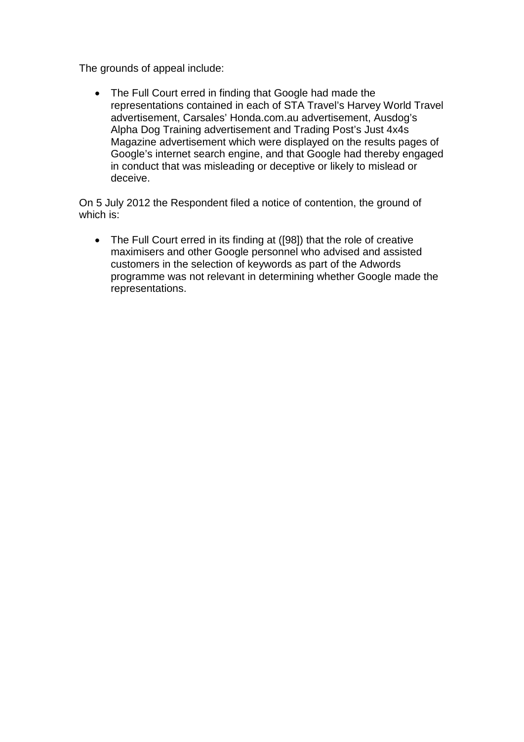The grounds of appeal include:

- The Full Court erred in finding that Google had made the representations contained in each of STA Travel's Harvey World Travel advertisement, Carsales' Honda.com.au advertisement, Ausdog's Alpha Dog Training advertisement and Trading Post's Just 4x4s Magazine advertisement which were displayed on the results pages of Google's internet search engine, and that Google had thereby engaged in conduct that was misleading or deceptive or likely to mislead or deceive.

On 5 July 2012 the Respondent filed a notice of contention, the ground of which is:

- The Full Court erred in its finding at ([98]) that the role of creative maximisers and other Google personnel who advised and assisted customers in the selection of keywords as part of the Adwords programme was not relevant in determining whether Google made the representations.